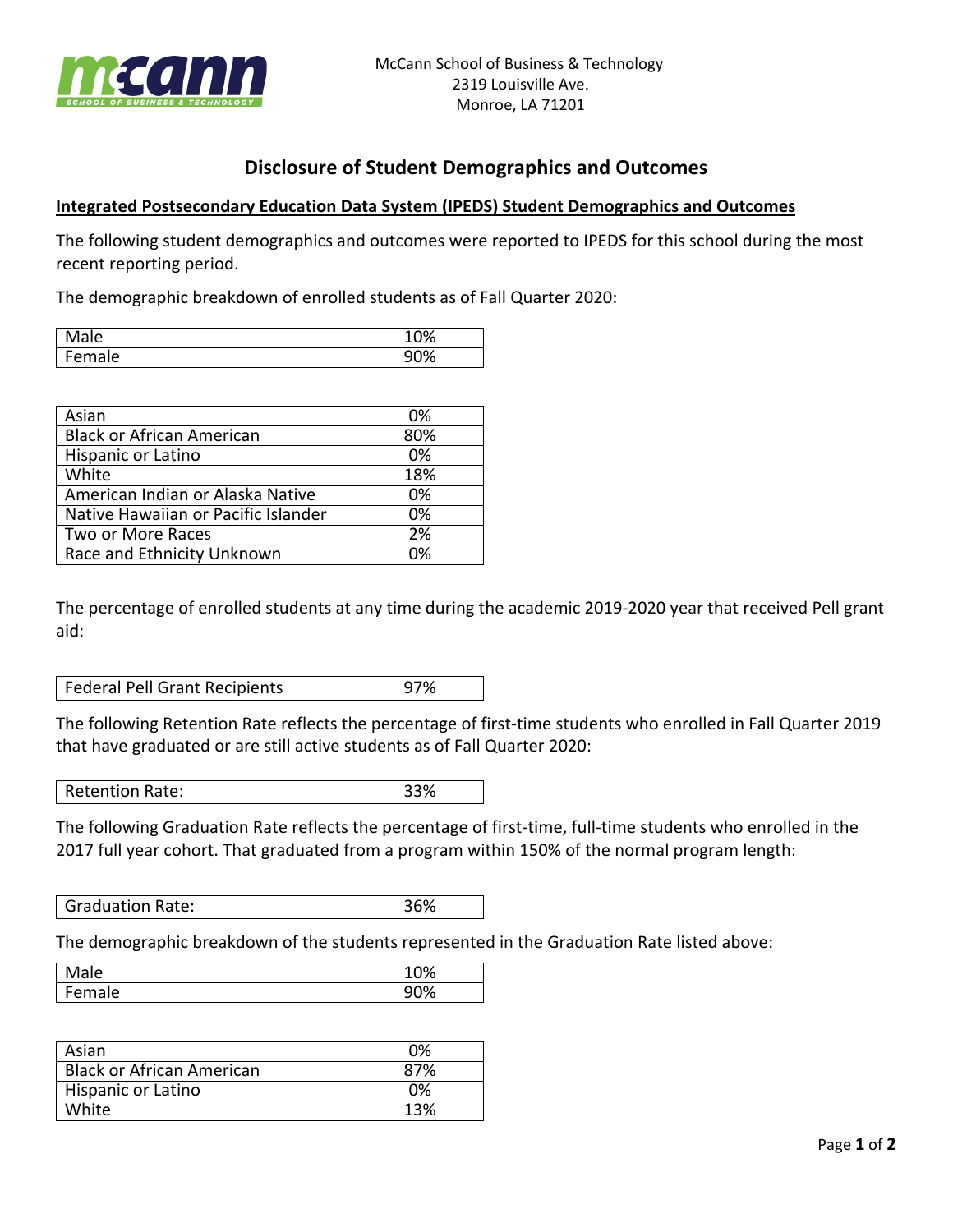McCann School of Business & Technology
2319 Louisville Ave.
Monroe, LA 71201

# Disclosure of Student Demographics and Outcomes

**Integrated Postsecondary Education Data System (IPEDS) Student Demographics and Outcomes**

The following student demographics and outcomes were reported to IPEDS for this school during the most recent reporting period.

The demographic breakdown of enrolled students as of Fall Quarter 2020:

| | |
|---|---|
| Male | 10% |
| Female | 90% |

| | |
|---|---|
| Asian | 0% |
| Black or African American | 80% |
| Hispanic or Latino | 0% |
| White | 18% |
| American Indian or Alaska Native | 0% |
| Native Hawaiian or Pacific Islander | 0% |
| Two or More Races | 2% |
| Race and Ethnicity Unknown | 0% |

The percentage of enrolled students at any time during the academic 2019-2020 year that received Pell grant aid:

| | |
|---|---|
| Federal Pell Grant Recipients | 97% |

The following Retention Rate reflects the percentage of first-time students who enrolled in Fall Quarter 2019 that have graduated or are still active students as of Fall Quarter 2020:

| | |
|---|---|
| Retention Rate: | 33% |

The following Graduation Rate reflects the percentage of first-time, full-time students who enrolled in the 2017 full year cohort. That graduated from a program within 150% of the normal program length:

| | |
|---|---|
| Graduation Rate: | 36% |

The demographic breakdown of the students represented in the Graduation Rate listed above:

| | |
|---|---|
| Male | 10% |
| Female | 90% |

| | |
|---|---|
| Asian | 0% |
| Black or African American | 87% |
| Hispanic or Latino | 0% |
| White | 13% |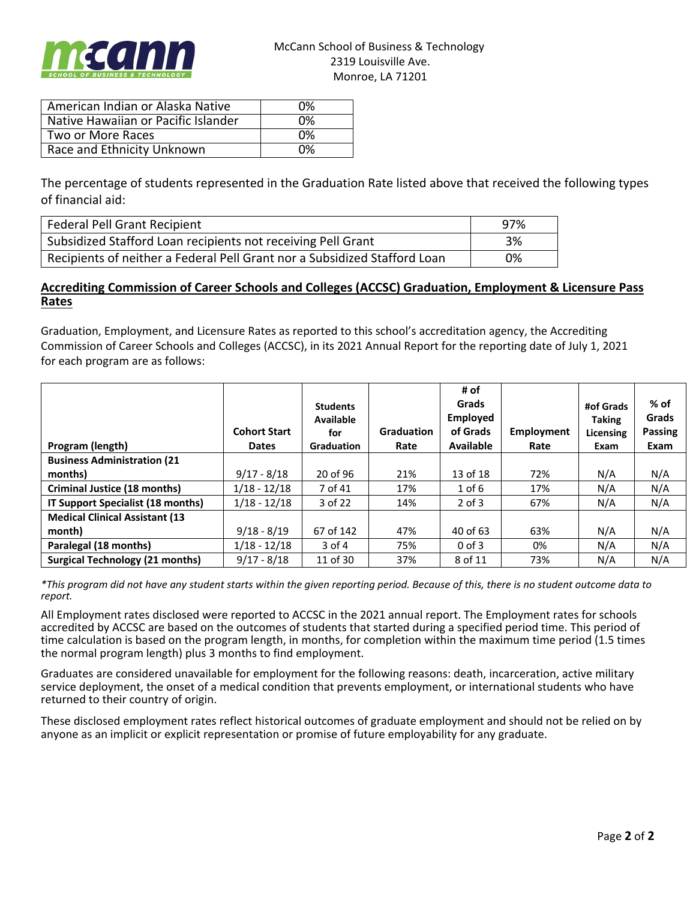McCann School of Business & Technology
2319 Louisville Ave.
Monroe, LA 71201

| | |
|---|---|
| American Indian or Alaska Native | 0% |
| Native Hawaiian or Pacific Islander | 0% |
| Two or More Races | 0% |
| Race and Ethnicity Unknown | 0% |

The percentage of students represented in the Graduation Rate listed above that received the following types of financial aid:

| | |
|---|---|
| Federal Pell Grant Recipient | 97% |
| Subsidized Stafford Loan recipients not receiving Pell Grant | 3% |
| Recipients of neither a Federal Pell Grant nor a Subsidized Stafford Loan | 0% |

## Accrediting Commission of Career Schools and Colleges (ACCSC) Graduation, Employment & Licensure Pass Rates

Graduation, Employment, and Licensure Rates as reported to this school's accreditation agency, the Accrediting Commission of Career Schools and Colleges (ACCSC), in its 2021 Annual Report for the reporting date of July 1, 2021 for each program are as follows:

| Program (length) | Cohort Start Dates | Students Available for Graduation | Graduation Rate | # of Grads Employed of Grads Available | Employment Rate | #of Grads Taking Licensing Exam | % of Grads Passing Exam |
|---|---|---|---|---|---|---|---|
| **Business Administration (21 months)** | 9/17 - 8/18 | 20 of 96 | 21% | 13 of 18 | 72% | N/A | N/A |
| **Criminal Justice (18 months)** | 1/18 - 12/18 | 7 of 41 | 17% | 1 of 6 | 17% | N/A | N/A |
| **IT Support Specialist (18 months)** | 1/18 - 12/18 | 3 of 22 | 14% | 2 of 3 | 67% | N/A | N/A |
| **Medical Clinical Assistant (13 month)** | 9/18 - 8/19 | 67 of 142 | 47% | 40 of 63 | 63% | N/A | N/A |
| **Paralegal (18 months)** | 1/18 - 12/18 | 3 of 4 | 75% | 0 of 3 | 0% | N/A | N/A |
| **Surgical Technology (21 months)** | 9/17 - 8/18 | 11 of 30 | 37% | 8 of 11 | 73% | N/A | N/A |

*\*This program did not have any student starts within the given reporting period. Because of this, there is no student outcome data to report.*

All Employment rates disclosed were reported to ACCSC in the 2021 annual report. The Employment rates for schools accredited by ACCSC are based on the outcomes of students that started during a specified period time. This period of time calculation is based on the program length, in months, for completion within the maximum time period (1.5 times the normal program length) plus 3 months to find employment.

Graduates are considered unavailable for employment for the following reasons: death, incarceration, active military service deployment, the onset of a medical condition that prevents employment, or international students who have returned to their country of origin.

These disclosed employment rates reflect historical outcomes of graduate employment and should not be relied on by anyone as an implicit or explicit representation or promise of future employability for any graduate.